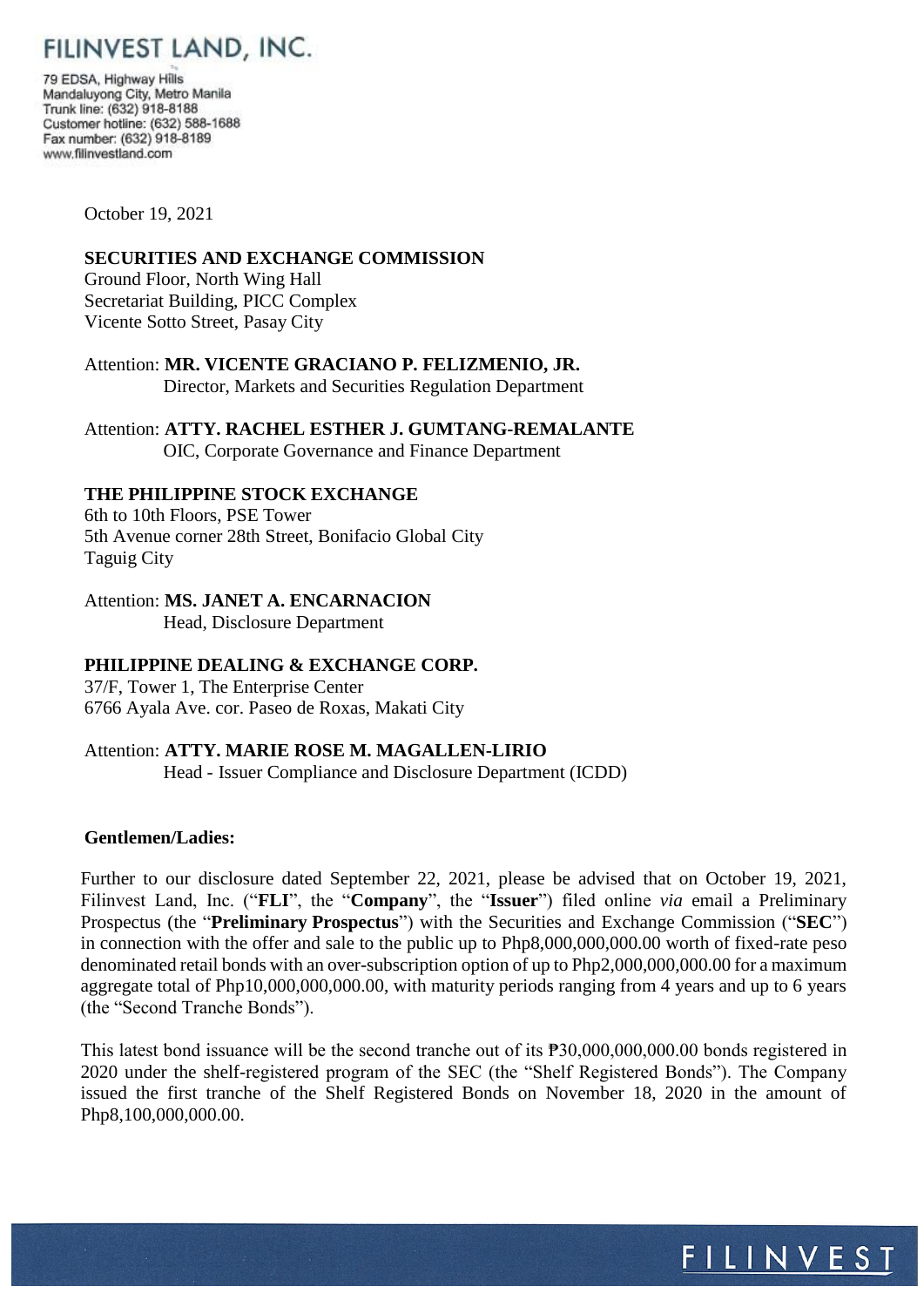# FILINVEST LAND, INC.

79 EDSA, Highway Hills
Mandaluyong City, Metro Manila
Trunk line: (632) 918-8188
Customer hotline: (632) 588-1688
Fax number: (632) 918-8189
www.filinvestland.com

October 19, 2021

**SECURITIES AND EXCHANGE COMMISSION**
Ground Floor, North Wing Hall
Secretariat Building, PICC Complex
Vicente Sotto Street, Pasay City

Attention: **MR. VICENTE GRACIANO P. FELIZMENIO, JR.**
Director, Markets and Securities Regulation Department

Attention: **ATTY. RACHEL ESTHER J. GUMTANG-REMALANTE**
OIC, Corporate Governance and Finance Department

**THE PHILIPPINE STOCK EXCHANGE**
6th to 10th Floors, PSE Tower
5th Avenue corner 28th Street, Bonifacio Global City
Taguig City

Attention: **MS. JANET A. ENCARNACION**
Head, Disclosure Department

**PHILIPPINE DEALING & EXCHANGE CORP.**
37/F, Tower 1, The Enterprise Center
6766 Ayala Ave. cor. Paseo de Roxas, Makati City

Attention: **ATTY. MARIE ROSE M. MAGALLEN-LIRIO**
Head - Issuer Compliance and Disclosure Department (ICDD)

**Gentlemen/Ladies:**

Further to our disclosure dated September 22, 2021, please be advised that on October 19, 2021, Filinvest Land, Inc. ("**FLI**", the "**Company**", the "**Issuer**") filed online *via* email a Preliminary Prospectus (the "**Preliminary Prospectus**") with the Securities and Exchange Commission ("**SEC**") in connection with the offer and sale to the public up to Php8,000,000,000.00 worth of fixed-rate peso denominated retail bonds with an over-subscription option of up to Php2,000,000,000.00 for a maximum aggregate total of Php10,000,000,000.00, with maturity periods ranging from 4 years and up to 6 years (the "Second Tranche Bonds").

This latest bond issuance will be the second tranche out of its ₱30,000,000,000.00 bonds registered in 2020 under the shelf-registered program of the SEC (the "Shelf Registered Bonds"). The Company issued the first tranche of the Shelf Registered Bonds on November 18, 2020 in the amount of Php8,100,000,000.00.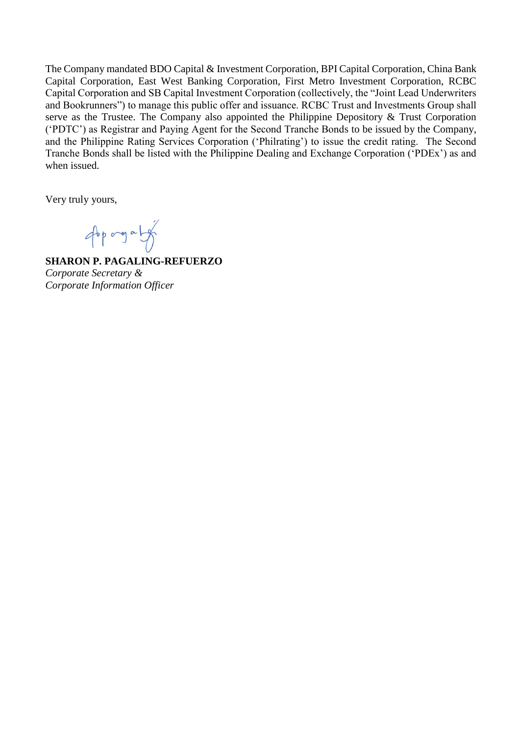The Company mandated BDO Capital & Investment Corporation, BPI Capital Corporation, China Bank Capital Corporation, East West Banking Corporation, First Metro Investment Corporation, RCBC Capital Corporation and SB Capital Investment Corporation (collectively, the "Joint Lead Underwriters and Bookrunners") to manage this public offer and issuance. RCBC Trust and Investments Group shall serve as the Trustee. The Company also appointed the Philippine Depository & Trust Corporation ('PDTC') as Registrar and Paying Agent for the Second Tranche Bonds to be issued by the Company, and the Philippine Rating Services Corporation ('Philrating') to issue the credit rating. The Second Tranche Bonds shall be listed with the Philippine Dealing and Exchange Corporation ('PDEx') as and when issued.

Very truly yours,

**SHARON P. PAGALING-REFUERZO**
*Corporate Secretary &*
*Corporate Information Officer*